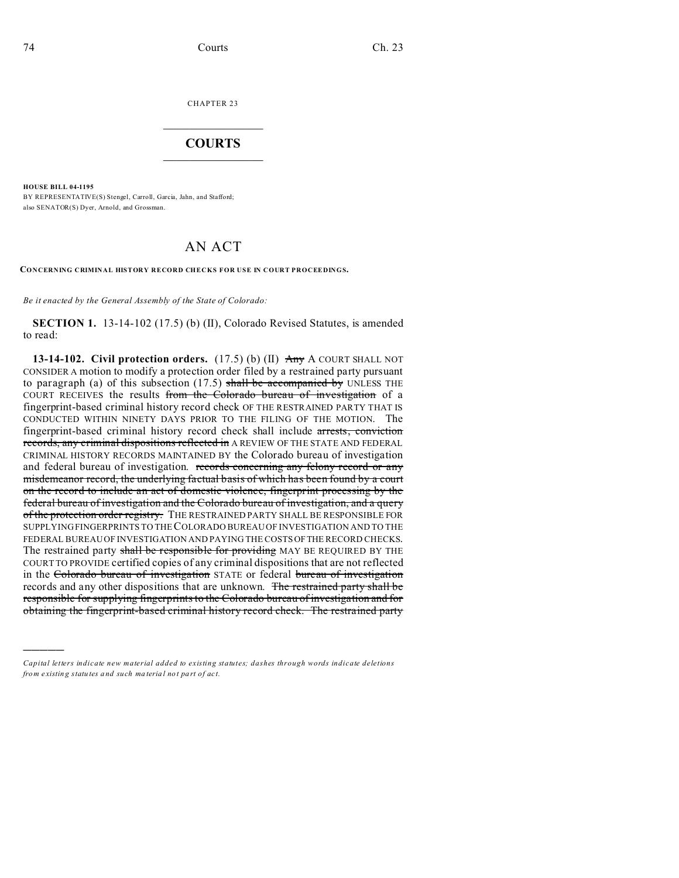CHAPTER 23

# COURTS

**HOUSE BILL 04-1195**

BY REPRESENTATIVE(S) Stengel, Carroll, Garcia, Jahn, and Stafford; also SENATOR(S) Dyer, Arnold, and Grossman.

## AN ACT

**CONCERNING CRIMINAL HISTORY RECORD CHECKS FOR USE IN COURT PROCEEDINGS.**

*Be it enacted by the General Assembly of the State of Colorado:*

**SECTION 1.** 13-14-102 (17.5) (b) (II), Colorado Revised Statutes, is amended to read:

**13-14-102. Civil protection orders.** (17.5) (b) (II) ~~Any~~ A COURT SHALL NOT CONSIDER A motion to modify a protection order filed by a restrained party pursuant to paragraph (a) of this subsection (17.5) ~~shall be accompanied by~~ UNLESS THE COURT RECEIVES the results ~~from the Colorado bureau of investigation~~ of a fingerprint-based criminal history record check OF THE RESTRAINED PARTY THAT IS CONDUCTED WITHIN NINETY DAYS PRIOR TO THE FILING OF THE MOTION. The fingerprint-based criminal history record check shall include ~~arrests, conviction records, any criminal dispositions reflected in~~ A REVIEW OF THE STATE AND FEDERAL CRIMINAL HISTORY RECORDS MAINTAINED BY the Colorado bureau of investigation and federal bureau of investigation. ~~records concerning any felony record or any misdemeanor record, the underlying factual basis of which has been found by a court on the record to include an act of domestic violence, fingerprint processing by the federal bureau of investigation and the Colorado bureau of investigation, and a query of the protection order registry.~~ THE RESTRAINED PARTY SHALL BE RESPONSIBLE FOR SUPPLYING FINGERPRINTS TO THE COLORADO BUREAU OF INVESTIGATION AND TO THE FEDERAL BUREAU OF INVESTIGATION AND PAYING THE COSTS OF THE RECORD CHECKS. The restrained party ~~shall be responsible for providing~~ MAY BE REQUIRED BY THE COURT TO PROVIDE certified copies of any criminal dispositions that are not reflected in the ~~Colorado bureau of investigation~~ STATE or federal ~~bureau of investigation~~ records and any other dispositions that are unknown. ~~The restrained party shall be responsible for supplying fingerprints to the Colorado bureau of investigation and for obtaining the fingerprint-based criminal history record check. The restrained party~~

---

*Capital letters indicate new material added to existing statutes; dashes through words indicate deletions from existing statutes and such material not part of act.*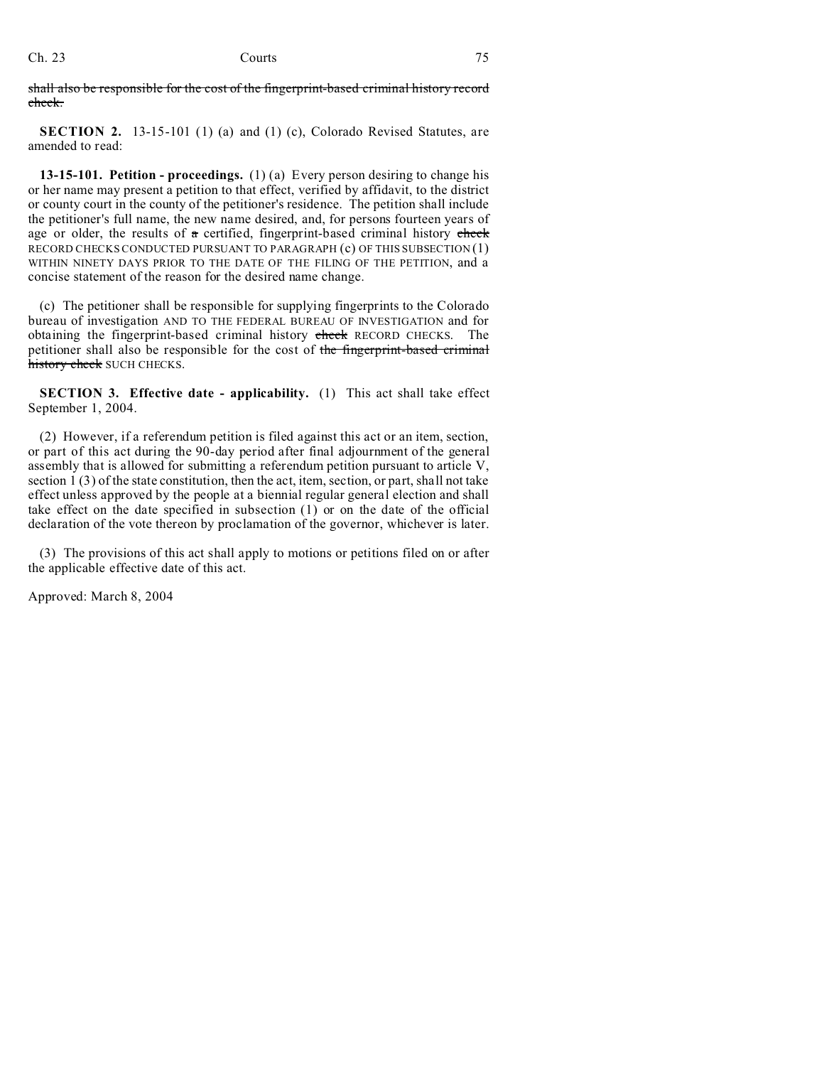~~shall also be responsible for the cost of the fingerprint-based criminal history record check.~~

**SECTION 2.** 13-15-101 (1) (a) and (1) (c), Colorado Revised Statutes, are amended to read:

**13-15-101. Petition - proceedings.** (1) (a) Every person desiring to change his or her name may present a petition to that effect, verified by affidavit, to the district or county court in the county of the petitioner's residence. The petition shall include the petitioner's full name, the new name desired, and, for persons fourteen years of age or older, the results of ~~a~~ certified, fingerprint-based criminal history ~~check~~ RECORD CHECKS CONDUCTED PURSUANT TO PARAGRAPH (c) OF THIS SUBSECTION (1) WITHIN NINETY DAYS PRIOR TO THE DATE OF THE FILING OF THE PETITION, and a concise statement of the reason for the desired name change.

(c) The petitioner shall be responsible for supplying fingerprints to the Colorado bureau of investigation AND TO THE FEDERAL BUREAU OF INVESTIGATION and for obtaining the fingerprint-based criminal history ~~check~~ RECORD CHECKS. The petitioner shall also be responsible for the cost of ~~the fingerprint-based criminal history check~~ SUCH CHECKS.

**SECTION 3. Effective date - applicability.** (1) This act shall take effect September 1, 2004.

(2) However, if a referendum petition is filed against this act or an item, section, or part of this act during the 90-day period after final adjournment of the general assembly that is allowed for submitting a referendum petition pursuant to article V, section 1 (3) of the state constitution, then the act, item, section, or part, shall not take effect unless approved by the people at a biennial regular general election and shall take effect on the date specified in subsection (1) or on the date of the official declaration of the vote thereon by proclamation of the governor, whichever is later.

(3) The provisions of this act shall apply to motions or petitions filed on or after the applicable effective date of this act.

Approved: March 8, 2004